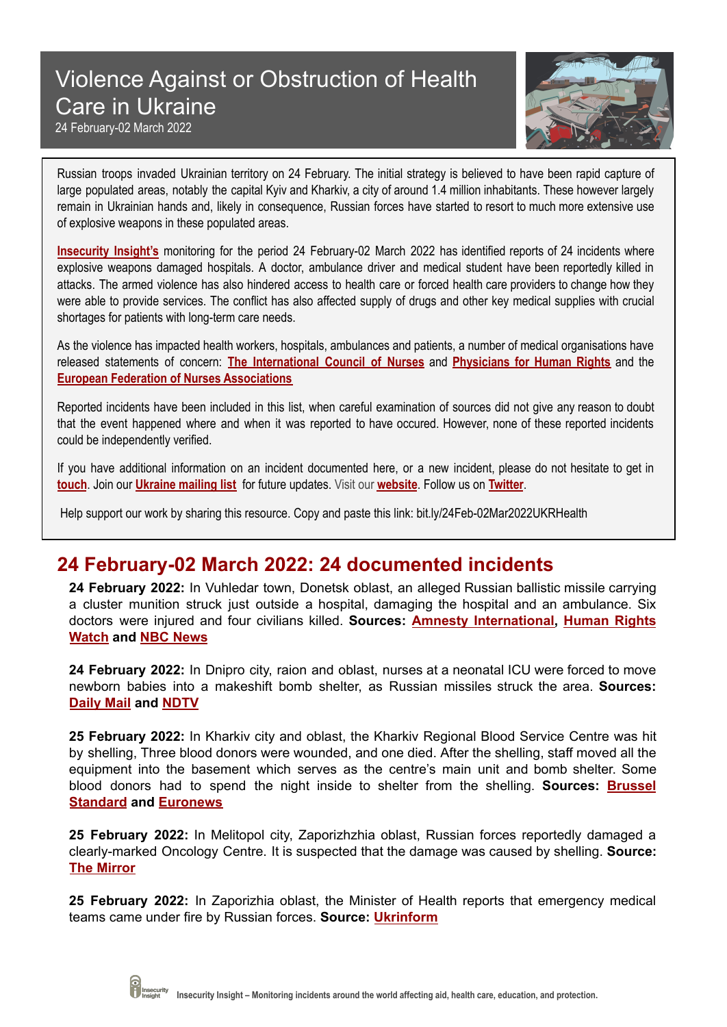# Violence Against or Obstruction of Health Care in Ukraine

24 February-02 March 2022

Russian troops invaded Ukrainian territory on 24 February. The initial strategy is believed to have been rapid capture of large populated areas, notably the capital Kyiv and Kharkiv, a city of around 1.4 million inhabitants. These however largely remain in Ukrainian hands and, likely in consequence, Russian forces have started to resort to much more extensive use of explosive weapons in these populated areas.

**Insecurity Insight's** monitoring for the period 24 February-02 March 2022 has identified reports of 24 incidents where explosive weapons damaged hospitals. A doctor, ambulance driver and medical student have been reportedly killed in attacks. The armed violence has also hindered access to health care or forced health care providers to change how they were able to provide services. The conflict has also affected supply of drugs and other key medical supplies with crucial shortages for patients with long-term care needs.

As the violence has impacted health workers, hospitals, ambulances and patients, a number of medical organisations have released statements of concern: **The International Council of Nurses** and **Physicians for Human Rights** and the **European Federation of Nurses Associations**

Reported incidents have been included in this list, when careful examination of sources did not give any reason to doubt that the event happened where and when it was reported to have occured. However, none of these reported incidents could be independently verified.

If you have additional information on an incident documented here, or a new incident, please do not hesitate to get in **touch**. Join our **Ukraine mailing list** for future updates. Visit our **website**. Follow us on **Twitter**.

Help support our work by sharing this resource. Copy and paste this link: bit.ly/24Feb-02Mar2022UKRHealth

## 24 February-02 March 2022: 24 documented incidents

**24 February 2022:** In Vuhledar town, Donetsk oblast, an alleged Russian ballistic missile carrying a cluster munition struck just outside a hospital, damaging the hospital and an ambulance. Six doctors were injured and four civilians killed. **Sources: Amnesty International, Human Rights Watch and NBC News**

**24 February 2022:** In Dnipro city, raion and oblast, nurses at a neonatal ICU were forced to move newborn babies into a makeshift bomb shelter, as Russian missiles struck the area. **Sources: Daily Mail and NDTV**

**25 February 2022:** In Kharkiv city and oblast, the Kharkiv Regional Blood Service Centre was hit by shelling, Three blood donors were wounded, and one died. After the shelling, staff moved all the equipment into the basement which serves as the centre's main unit and bomb shelter. Some blood donors had to spend the night inside to shelter from the shelling. **Sources: Brussel Standard and Euronews**

**25 February 2022:** In Melitopol city, Zaporizhzhia oblast, Russian forces reportedly damaged a clearly-marked Oncology Centre. It is suspected that the damage was caused by shelling. **Source: The Mirror**

**25 February 2022:** In Zaporizhia oblast, the Minister of Health reports that emergency medical teams came under fire by Russian forces. **Source: Ukrinform**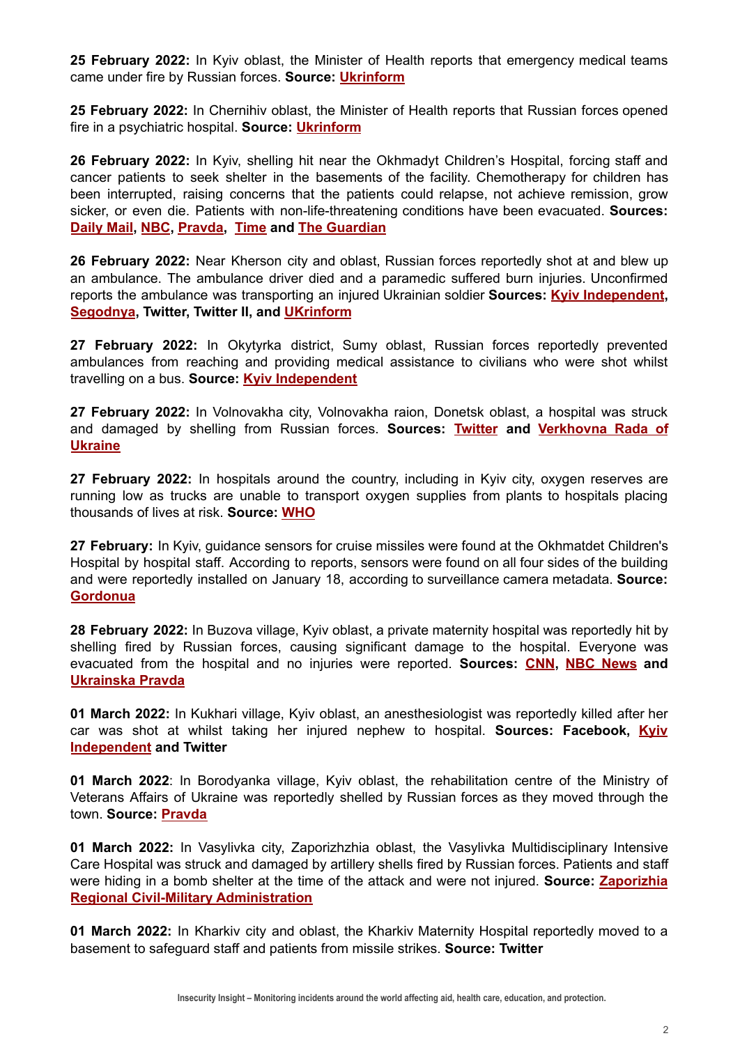**25 February 2022:** In Kyiv oblast, the Minister of Health reports that emergency medical teams came under fire by Russian forces. **Source: Ukrinform**

**25 February 2022:** In Chernihiv oblast, the Minister of Health reports that Russian forces opened fire in a psychiatric hospital. **Source: Ukrinform**

**26 February 2022:** In Kyiv, shelling hit near the Okhmadyt Children's Hospital, forcing staff and cancer patients to seek shelter in the basements of the facility. Chemotherapy for children has been interrupted, raising concerns that the patients could relapse, not achieve remission, grow sicker, or even die. Patients with non-life-threatening conditions have been evacuated. **Sources: Daily Mail, NBC, Pravda, Time and The Guardian**

**26 February 2022:** Near Kherson city and oblast, Russian forces reportedly shot at and blew up an ambulance. The ambulance driver died and a paramedic suffered burn injuries. Unconfirmed reports the ambulance was transporting an injured Ukrainian soldier **Sources: Kyiv Independent, Segodnya, Twitter, Twitter II, and UKrinform**

**27 February 2022:** In Okytyrka district, Sumy oblast, Russian forces reportedly prevented ambulances from reaching and providing medical assistance to civilians who were shot whilst travelling on a bus. **Source: Kyiv Independent**

**27 February 2022:** In Volnovakha city, Volnovakha raion, Donetsk oblast, a hospital was struck and damaged by shelling from Russian forces. **Sources: Twitter and Verkhovna Rada of Ukraine**

**27 February 2022:** In hospitals around the country, including in Kyiv city, oxygen reserves are running low as trucks are unable to transport oxygen supplies from plants to hospitals placing thousands of lives at risk. **Source: WHO**

**27 February:** In Kyiv, guidance sensors for cruise missiles were found at the Okhmatdet Children's Hospital by hospital staff. According to reports, sensors were found on all four sides of the building and were reportedly installed on January 18, according to surveillance camera metadata. **Source: Gordonua**

**28 February 2022:** In Buzova village, Kyiv oblast, a private maternity hospital was reportedly hit by shelling fired by Russian forces, causing significant damage to the hospital. Everyone was evacuated from the hospital and no injuries were reported. **Sources: CNN, NBC News and Ukrainska Pravda**

**01 March 2022:** In Kukhari village, Kyiv oblast, an anesthesiologist was reportedly killed after her car was shot at whilst taking her injured nephew to hospital. **Sources: Facebook, Kyiv Independent and Twitter**

**01 March 2022**: In Borodyanka village, Kyiv oblast, the rehabilitation centre of the Ministry of Veterans Affairs of Ukraine was reportedly shelled by Russian forces as they moved through the town. **Source: Pravda**

**01 March 2022:** In Vasylivka city, Zaporizhzhia oblast, the Vasylivka Multidisciplinary Intensive Care Hospital was struck and damaged by artillery shells fired by Russian forces. Patients and staff were hiding in a bomb shelter at the time of the attack and were not injured. **Source: Zaporizhia Regional Civil-Military Administration**

**01 March 2022:** In Kharkiv city and oblast, the Kharkiv Maternity Hospital reportedly moved to a basement to safeguard staff and patients from missile strikes. **Source: Twitter**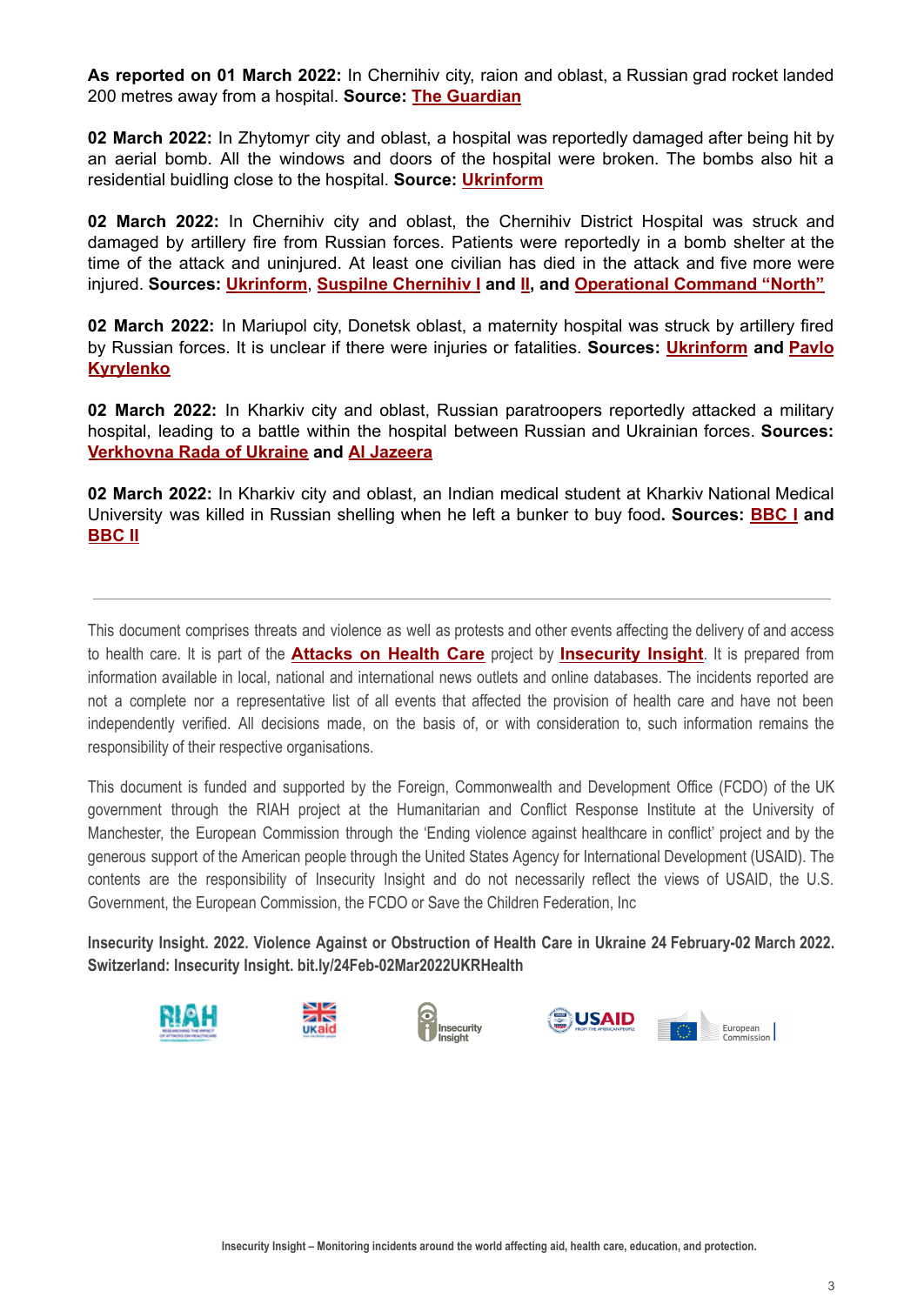**As reported on 01 March 2022:** In Chernihiv city, raion and oblast, a Russian grad rocket landed 200 metres away from a hospital. **Source: The Guardian**

**02 March 2022:** In Zhytomyr city and oblast, a hospital was reportedly damaged after being hit by an aerial bomb. All the windows and doors of the hospital were broken. The bombs also hit a residential buidling close to the hospital. **Source: Ukrinform**

**02 March 2022:** In Chernihiv city and oblast, the Chernihiv District Hospital was struck and damaged by artillery fire from Russian forces. Patients were reportedly in a bomb shelter at the time of the attack and uninjured. At least one civilian has died in the attack and five more were injured. **Sources: Ukrinform, Suspilne Chernihiv I and II, and Operational Command "North"**

**02 March 2022:** In Mariupol city, Donetsk oblast, a maternity hospital was struck by artillery fired by Russian forces. It is unclear if there were injuries or fatalities. **Sources: Ukrinform and Pavlo Kyrylenko**

**02 March 2022:** In Kharkiv city and oblast, Russian paratroopers reportedly attacked a military hospital, leading to a battle within the hospital between Russian and Ukrainian forces. **Sources: Verkhovna Rada of Ukraine and Al Jazeera**

**02 March 2022:** In Kharkiv city and oblast, an Indian medical student at Kharkiv National Medical University was killed in Russian shelling when he left a bunker to buy food**. Sources: BBC I and BBC II**

---

This document comprises threats and violence as well as protests and other events affecting the delivery of and access to health care. It is part of the **Attacks on Health Care** project by **Insecurity Insight**. It is prepared from information available in local, national and international news outlets and online databases. The incidents reported are not a complete nor a representative list of all events that affected the provision of health care and have not been independently verified. All decisions made, on the basis of, or with consideration to, such information remains the responsibility of their respective organisations.

This document is funded and supported by the Foreign, Commonwealth and Development Office (FCDO) of the UK government through the RIAH project at the Humanitarian and Conflict Response Institute at the University of Manchester, the European Commission through the 'Ending violence against healthcare in conflict' project and by the generous support of the American people through the United States Agency for International Development (USAID). The contents are the responsibility of Insecurity Insight and do not necessarily reflect the views of USAID, the U.S. Government, the European Commission, the FCDO or Save the Children Federation, Inc

**Insecurity Insight. 2022. Violence Against or Obstruction of Health Care in Ukraine 24 February-02 March 2022. Switzerland: Insecurity Insight. bit.ly/24Feb-02Mar2022UKRHealth**

Insecurity Insight – Monitoring incidents around the world affecting aid, health care, education, and protection.